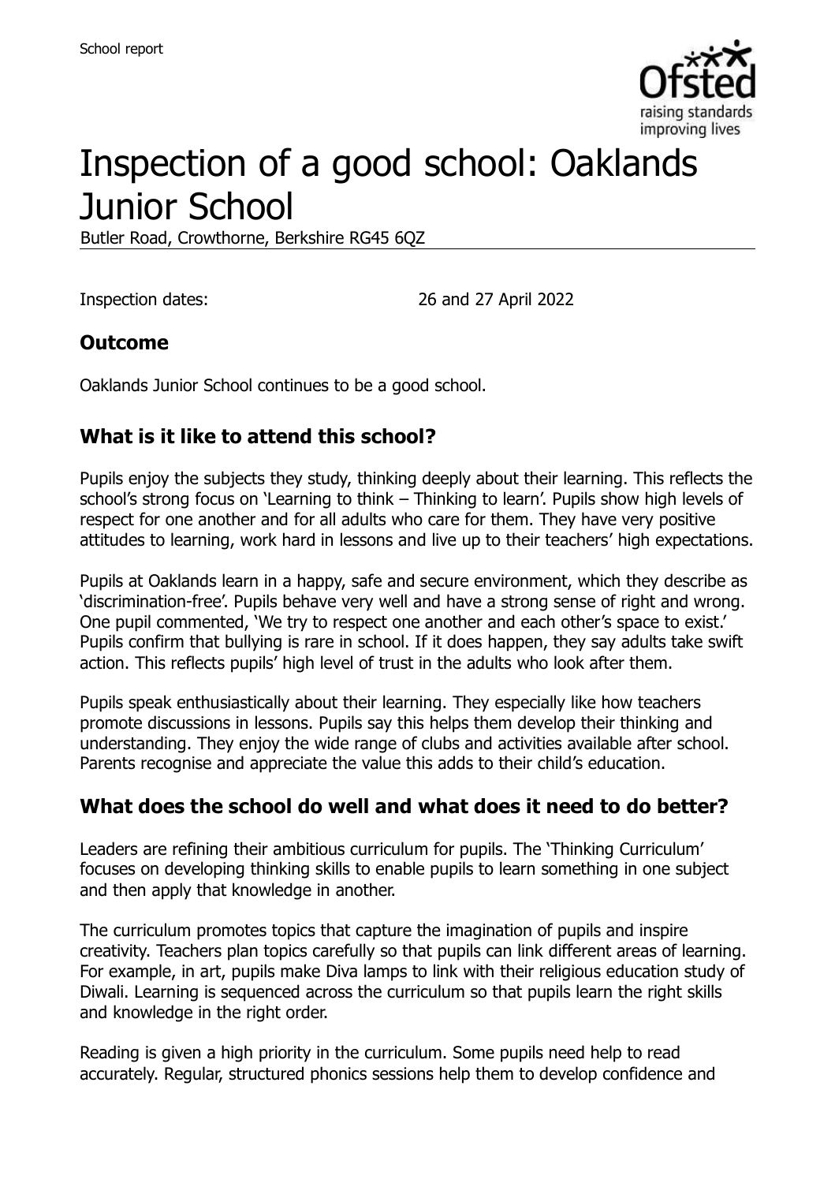School report

# Inspection of a good school: Oaklands Junior School

Butler Road, Crowthorne, Berkshire RG45 6QZ

Inspection dates: 26 and 27 April 2022

## Outcome

Oaklands Junior School continues to be a good school.

## What is it like to attend this school?

Pupils enjoy the subjects they study, thinking deeply about their learning. This reflects the school's strong focus on 'Learning to think – Thinking to learn'. Pupils show high levels of respect for one another and for all adults who care for them. They have very positive attitudes to learning, work hard in lessons and live up to their teachers' high expectations.

Pupils at Oaklands learn in a happy, safe and secure environment, which they describe as 'discrimination-free'. Pupils behave very well and have a strong sense of right and wrong. One pupil commented, 'We try to respect one another and each other's space to exist.' Pupils confirm that bullying is rare in school. If it does happen, they say adults take swift action. This reflects pupils' high level of trust in the adults who look after them.

Pupils speak enthusiastically about their learning. They especially like how teachers promote discussions in lessons. Pupils say this helps them develop their thinking and understanding. They enjoy the wide range of clubs and activities available after school. Parents recognise and appreciate the value this adds to their child's education.

## What does the school do well and what does it need to do better?

Leaders are refining their ambitious curriculum for pupils. The 'Thinking Curriculum' focuses on developing thinking skills to enable pupils to learn something in one subject and then apply that knowledge in another.

The curriculum promotes topics that capture the imagination of pupils and inspire creativity. Teachers plan topics carefully so that pupils can link different areas of learning. For example, in art, pupils make Diva lamps to link with their religious education study of Diwali. Learning is sequenced across the curriculum so that pupils learn the right skills and knowledge in the right order.

Reading is given a high priority in the curriculum. Some pupils need help to read accurately. Regular, structured phonics sessions help them to develop confidence and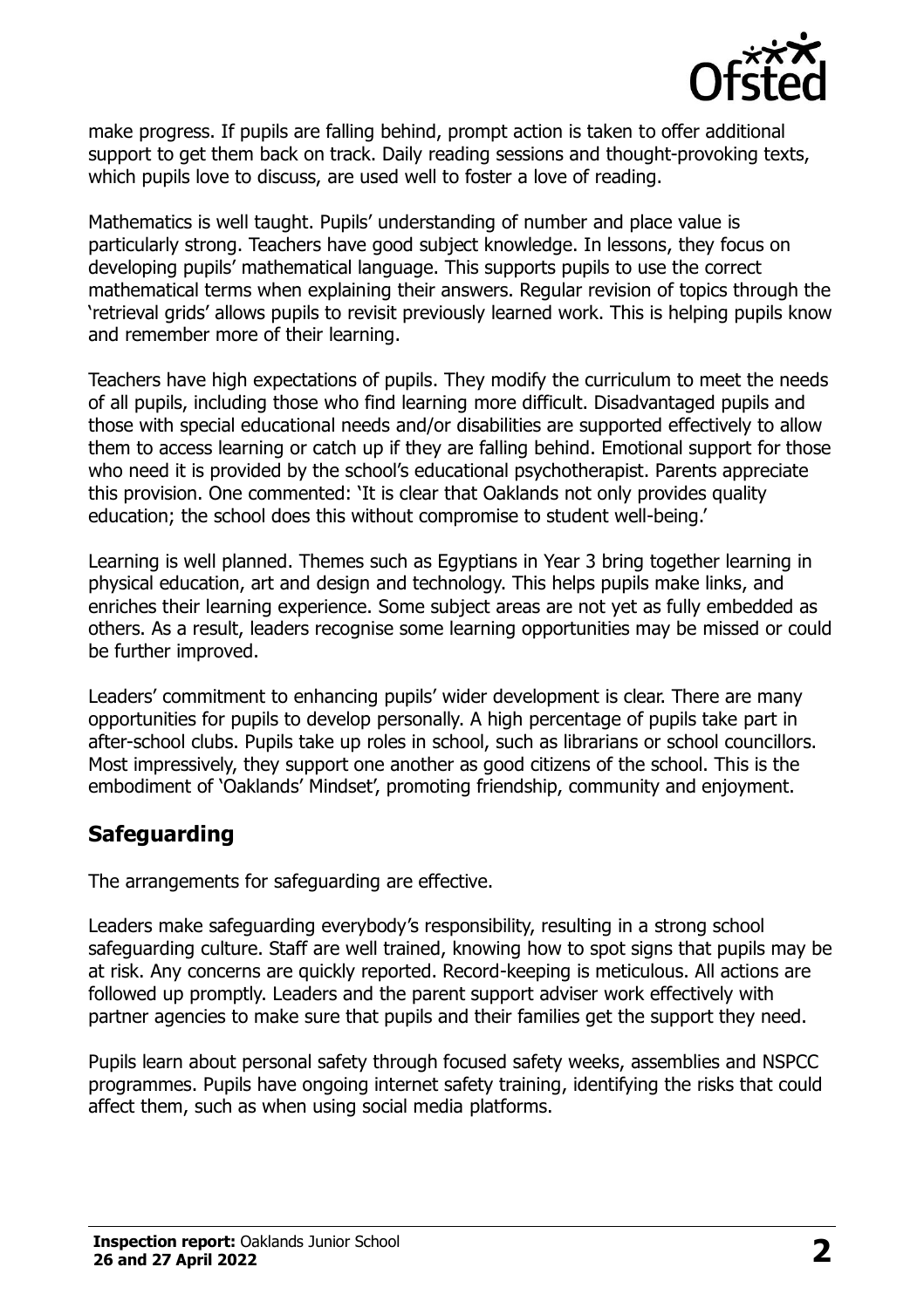make progress. If pupils are falling behind, prompt action is taken to offer additional support to get them back on track. Daily reading sessions and thought-provoking texts, which pupils love to discuss, are used well to foster a love of reading.

Mathematics is well taught. Pupils' understanding of number and place value is particularly strong. Teachers have good subject knowledge. In lessons, they focus on developing pupils' mathematical language. This supports pupils to use the correct mathematical terms when explaining their answers. Regular revision of topics through the 'retrieval grids' allows pupils to revisit previously learned work. This is helping pupils know and remember more of their learning.

Teachers have high expectations of pupils. They modify the curriculum to meet the needs of all pupils, including those who find learning more difficult. Disadvantaged pupils and those with special educational needs and/or disabilities are supported effectively to allow them to access learning or catch up if they are falling behind. Emotional support for those who need it is provided by the school's educational psychotherapist. Parents appreciate this provision. One commented: 'It is clear that Oaklands not only provides quality education; the school does this without compromise to student well-being.'

Learning is well planned. Themes such as Egyptians in Year 3 bring together learning in physical education, art and design and technology. This helps pupils make links, and enriches their learning experience. Some subject areas are not yet as fully embedded as others. As a result, leaders recognise some learning opportunities may be missed or could be further improved.

Leaders' commitment to enhancing pupils' wider development is clear. There are many opportunities for pupils to develop personally. A high percentage of pupils take part in after-school clubs. Pupils take up roles in school, such as librarians or school councillors. Most impressively, they support one another as good citizens of the school. This is the embodiment of 'Oaklands' Mindset', promoting friendship, community and enjoyment.

## Safeguarding

The arrangements for safeguarding are effective.

Leaders make safeguarding everybody's responsibility, resulting in a strong school safeguarding culture. Staff are well trained, knowing how to spot signs that pupils may be at risk. Any concerns are quickly reported. Record-keeping is meticulous. All actions are followed up promptly. Leaders and the parent support adviser work effectively with partner agencies to make sure that pupils and their families get the support they need.

Pupils learn about personal safety through focused safety weeks, assemblies and NSPCC programmes. Pupils have ongoing internet safety training, identifying the risks that could affect them, such as when using social media platforms.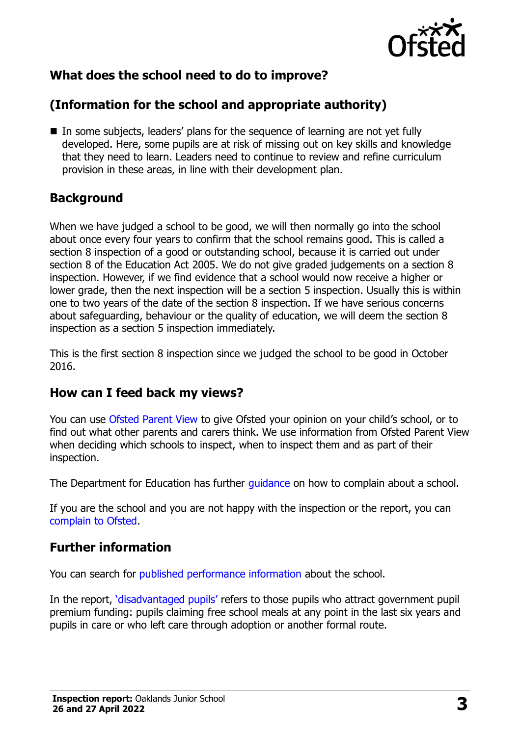## What does the school need to do to improve?

## (Information for the school and appropriate authority)

- In some subjects, leaders' plans for the sequence of learning are not yet fully developed. Here, some pupils are at risk of missing out on key skills and knowledge that they need to learn. Leaders need to continue to review and refine curriculum provision in these areas, in line with their development plan.

## Background

When we have judged a school to be good, we will then normally go into the school about once every four years to confirm that the school remains good. This is called a section 8 inspection of a good or outstanding school, because it is carried out under section 8 of the Education Act 2005. We do not give graded judgements on a section 8 inspection. However, if we find evidence that a school would now receive a higher or lower grade, then the next inspection will be a section 5 inspection. Usually this is within one to two years of the date of the section 8 inspection. If we have serious concerns about safeguarding, behaviour or the quality of education, we will deem the section 8 inspection as a section 5 inspection immediately.

This is the first section 8 inspection since we judged the school to be good in October 2016.

## How can I feed back my views?

You can use Ofsted Parent View to give Ofsted your opinion on your child's school, or to find out what other parents and carers think. We use information from Ofsted Parent View when deciding which schools to inspect, when to inspect them and as part of their inspection.

The Department for Education has further guidance on how to complain about a school.

If you are the school and you are not happy with the inspection or the report, you can complain to Ofsted.

## Further information

You can search for published performance information about the school.

In the report, 'disadvantaged pupils' refers to those pupils who attract government pupil premium funding: pupils claiming free school meals at any point in the last six years and pupils in care or who left care through adoption or another formal route.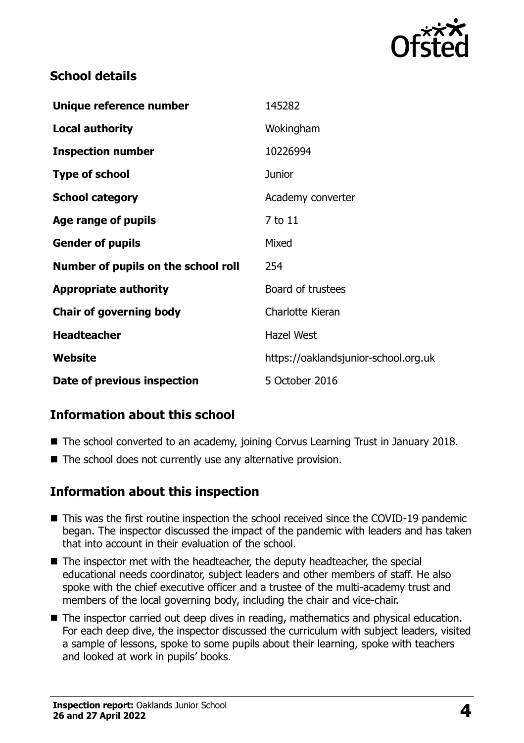## School details

| | |
|---|---|
| **Unique reference number** | 145282 |
| **Local authority** | Wokingham |
| **Inspection number** | 10226994 |
| **Type of school** | Junior |
| **School category** | Academy converter |
| **Age range of pupils** | 7 to 11 |
| **Gender of pupils** | Mixed |
| **Number of pupils on the school roll** | 254 |
| **Appropriate authority** | Board of trustees |
| **Chair of governing body** | Charlotte Kieran |
| **Headteacher** | Hazel West |
| **Website** | https://oaklandsjunior-school.org.uk |
| **Date of previous inspection** | 5 October 2016 |

## Information about this school

- The school converted to an academy, joining Corvus Learning Trust in January 2018.
- The school does not currently use any alternative provision.

## Information about this inspection

- This was the first routine inspection the school received since the COVID-19 pandemic began. The inspector discussed the impact of the pandemic with leaders and has taken that into account in their evaluation of the school.
- The inspector met with the headteacher, the deputy headteacher, the special educational needs coordinator, subject leaders and other members of staff. He also spoke with the chief executive officer and a trustee of the multi-academy trust and members of the local governing body, including the chair and vice-chair.
- The inspector carried out deep dives in reading, mathematics and physical education. For each deep dive, the inspector discussed the curriculum with subject leaders, visited a sample of lessons, spoke to some pupils about their learning, spoke with teachers and looked at work in pupils' books.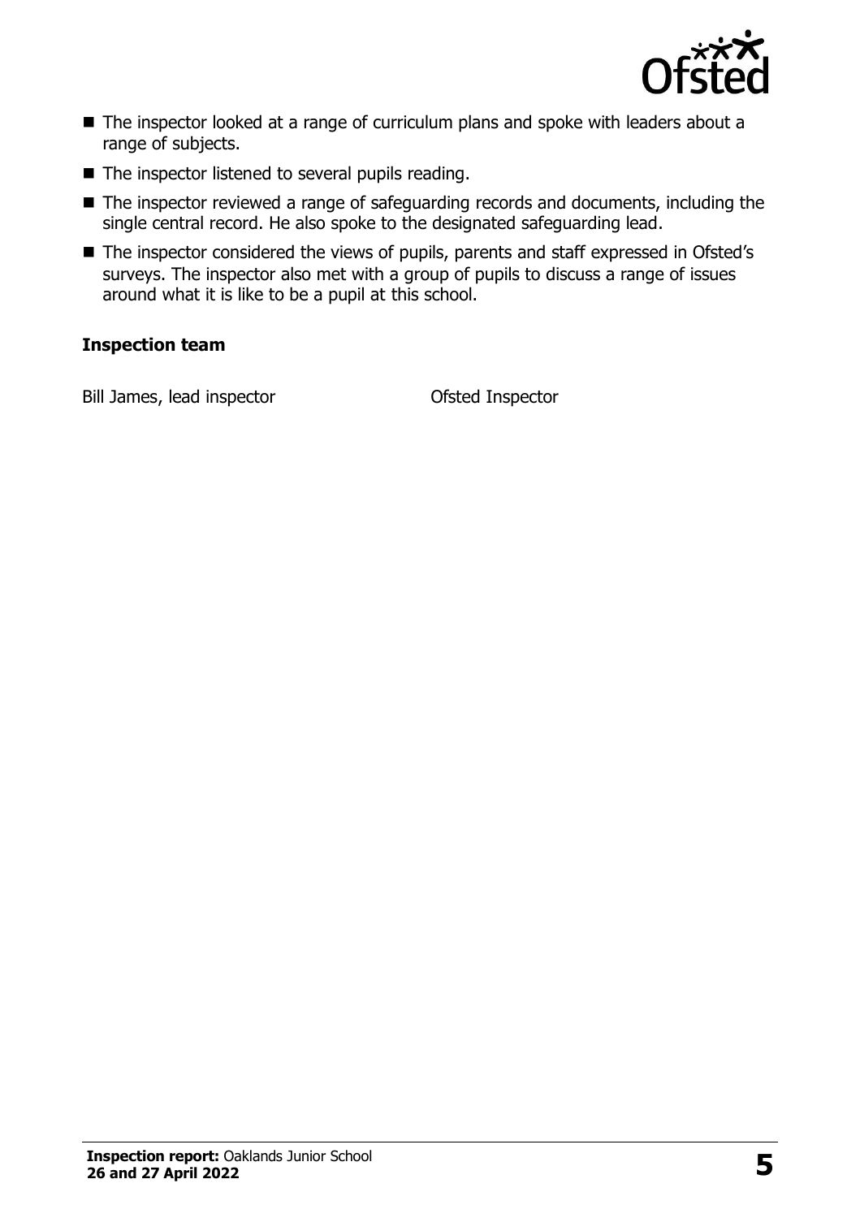- The inspector looked at a range of curriculum plans and spoke with leaders about a range of subjects.
- The inspector listened to several pupils reading.
- The inspector reviewed a range of safeguarding records and documents, including the single central record. He also spoke to the designated safeguarding lead.
- The inspector considered the views of pupils, parents and staff expressed in Ofsted's surveys. The inspector also met with a group of pupils to discuss a range of issues around what it is like to be a pupil at this school.

### Inspection team

| | |
|---|---|
| Bill James, lead inspector | Ofsted Inspector |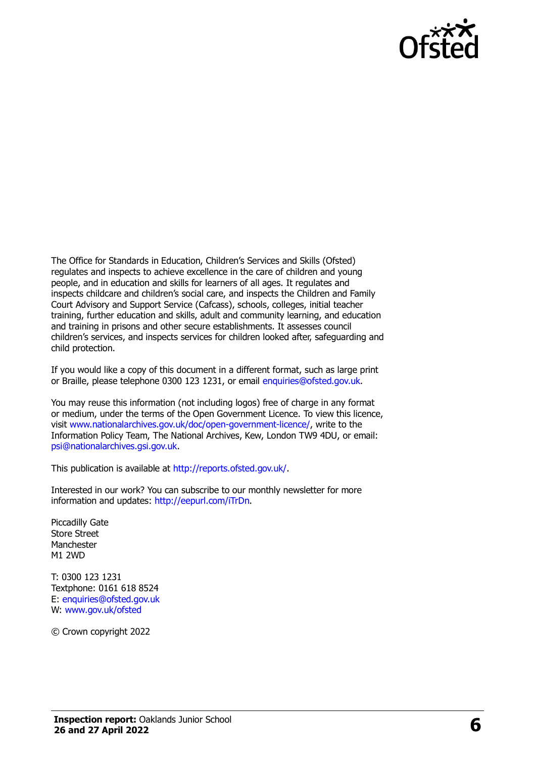The Office for Standards in Education, Children's Services and Skills (Ofsted) regulates and inspects to achieve excellence in the care of children and young people, and in education and skills for learners of all ages. It regulates and inspects childcare and children's social care, and inspects the Children and Family Court Advisory and Support Service (Cafcass), schools, colleges, initial teacher training, further education and skills, adult and community learning, and education and training in prisons and other secure establishments. It assesses council children's services, and inspects services for children looked after, safeguarding and child protection.

If you would like a copy of this document in a different format, such as large print or Braille, please telephone 0300 123 1231, or email enquiries@ofsted.gov.uk.

You may reuse this information (not including logos) free of charge in any format or medium, under the terms of the Open Government Licence. To view this licence, visit www.nationalarchives.gov.uk/doc/open-government-licence/, write to the Information Policy Team, The National Archives, Kew, London TW9 4DU, or email: psi@nationalarchives.gsi.gov.uk.

This publication is available at http://reports.ofsted.gov.uk/.

Interested in our work? You can subscribe to our monthly newsletter for more information and updates: http://eepurl.com/iTrDn.

Piccadilly Gate
Store Street
Manchester
M1 2WD

T: 0300 123 1231
Textphone: 0161 618 8524
E: enquiries@ofsted.gov.uk
W: www.gov.uk/ofsted

© Crown copyright 2022